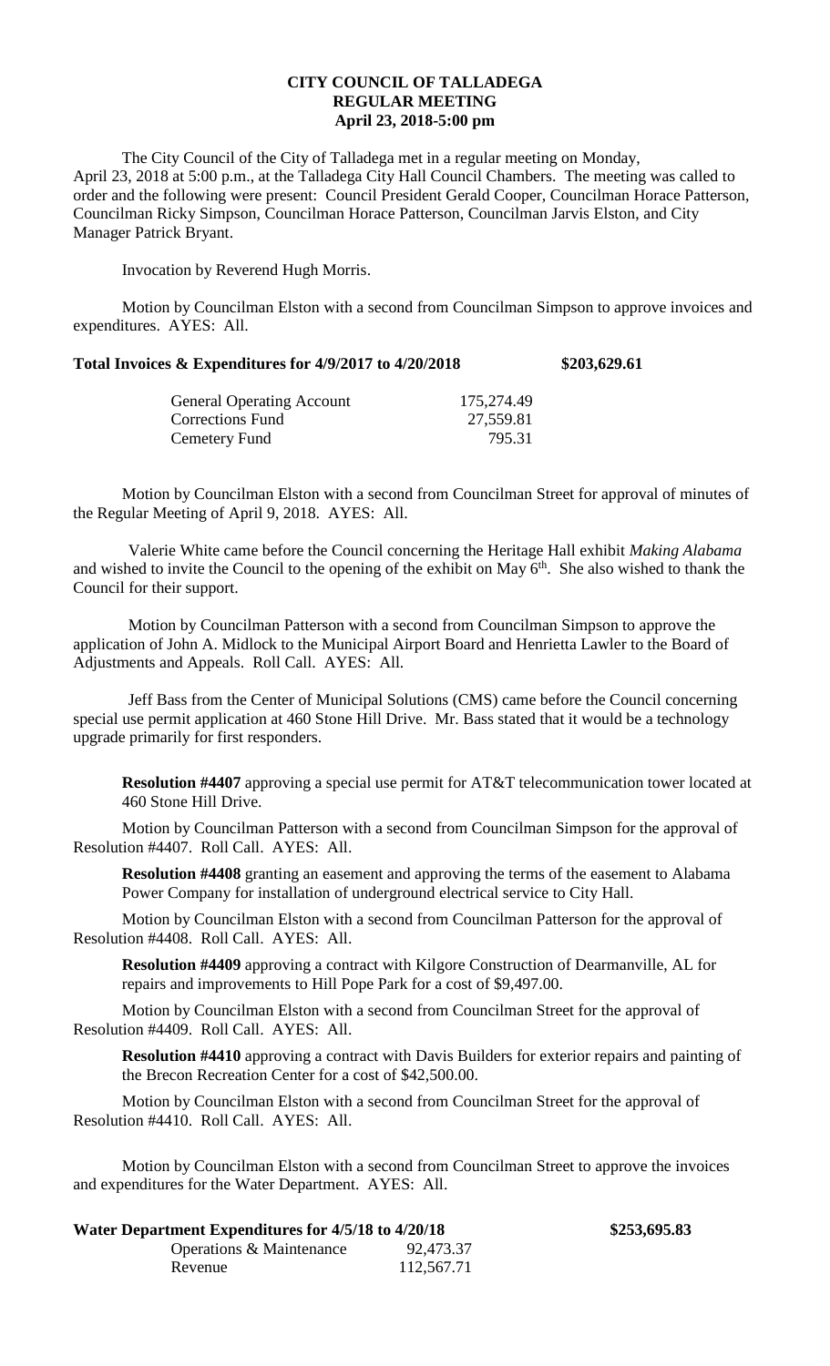**CITY COUNCIL OF TALLADEGA**
**REGULAR MEETING**
**April 23, 2018-5:00 pm**

The City Council of the City of Talladega met in a regular meeting on Monday, April 23, 2018 at 5:00 p.m., at the Talladega City Hall Council Chambers. The meeting was called to order and the following were present: Council President Gerald Cooper, Councilman Horace Patterson, Councilman Ricky Simpson, Councilman Horace Patterson, Councilman Jarvis Elston, and City Manager Patrick Bryant.

Invocation by Reverend Hugh Morris.

Motion by Councilman Elston with a second from Councilman Simpson to approve invoices and expenditures. AYES: All.

**Total Invoices & Expenditures for 4/9/2017 to 4/20/2018 $203,629.61**

| | |
|---|---|
| General Operating Account | 175,274.49 |
| Corrections Fund | 27,559.81 |
| Cemetery Fund | 795.31 |

Motion by Councilman Elston with a second from Councilman Street for approval of minutes of the Regular Meeting of April 9, 2018. AYES: All.

Valerie White came before the Council concerning the Heritage Hall exhibit *Making Alabama* and wished to invite the Council to the opening of the exhibit on May 6th. She also wished to thank the Council for their support.

Motion by Councilman Patterson with a second from Councilman Simpson to approve the application of John A. Midlock to the Municipal Airport Board and Henrietta Lawler to the Board of Adjustments and Appeals. Roll Call. AYES: All.

Jeff Bass from the Center of Municipal Solutions (CMS) came before the Council concerning special use permit application at 460 Stone Hill Drive. Mr. Bass stated that it would be a technology upgrade primarily for first responders.

**Resolution #4407** approving a special use permit for AT&T telecommunication tower located at 460 Stone Hill Drive.

Motion by Councilman Patterson with a second from Councilman Simpson for the approval of Resolution #4407. Roll Call. AYES: All.

**Resolution #4408** granting an easement and approving the terms of the easement to Alabama Power Company for installation of underground electrical service to City Hall.

Motion by Councilman Elston with a second from Councilman Patterson for the approval of Resolution #4408. Roll Call. AYES: All.

**Resolution #4409** approving a contract with Kilgore Construction of Dearmanville, AL for repairs and improvements to Hill Pope Park for a cost of $9,497.00.

Motion by Councilman Elston with a second from Councilman Street for the approval of Resolution #4409. Roll Call. AYES: All.

**Resolution #4410** approving a contract with Davis Builders for exterior repairs and painting of the Brecon Recreation Center for a cost of $42,500.00.

Motion by Councilman Elston with a second from Councilman Street for the approval of Resolution #4410. Roll Call. AYES: All.

Motion by Councilman Elston with a second from Councilman Street to approve the invoices and expenditures for the Water Department. AYES: All.

**Water Department Expenditures for 4/5/18 to 4/20/18 $253,695.83**

| | |
|---|---|
| Operations & Maintenance | 92,473.37 |
| Revenue | 112,567.71 |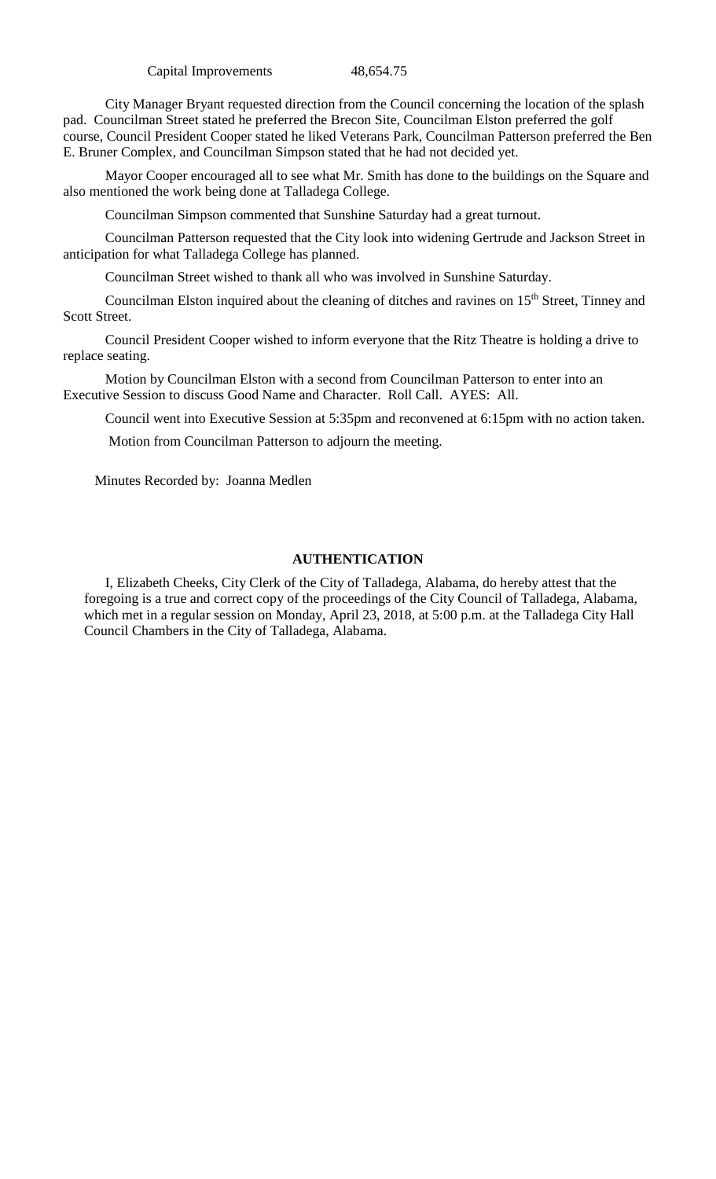| | |
|---|---|
| Capital Improvements | 48,654.75 |

City Manager Bryant requested direction from the Council concerning the location of the splash pad. Councilman Street stated he preferred the Brecon Site, Councilman Elston preferred the golf course, Council President Cooper stated he liked Veterans Park, Councilman Patterson preferred the Ben E. Bruner Complex, and Councilman Simpson stated that he had not decided yet.

Mayor Cooper encouraged all to see what Mr. Smith has done to the buildings on the Square and also mentioned the work being done at Talladega College.

Councilman Simpson commented that Sunshine Saturday had a great turnout.

Councilman Patterson requested that the City look into widening Gertrude and Jackson Street in anticipation for what Talladega College has planned.

Councilman Street wished to thank all who was involved in Sunshine Saturday.

Councilman Elston inquired about the cleaning of ditches and ravines on 15th Street, Tinney and Scott Street.

Council President Cooper wished to inform everyone that the Ritz Theatre is holding a drive to replace seating.

Motion by Councilman Elston with a second from Councilman Patterson to enter into an Executive Session to discuss Good Name and Character. Roll Call. AYES: All.

Council went into Executive Session at 5:35pm and reconvened at 6:15pm with no action taken.

Motion from Councilman Patterson to adjourn the meeting.

Minutes Recorded by: Joanna Medlen

**AUTHENTICATION**

I, Elizabeth Cheeks, City Clerk of the City of Talladega, Alabama, do hereby attest that the foregoing is a true and correct copy of the proceedings of the City Council of Talladega, Alabama, which met in a regular session on Monday, April 23, 2018, at 5:00 p.m. at the Talladega City Hall Council Chambers in the City of Talladega, Alabama.